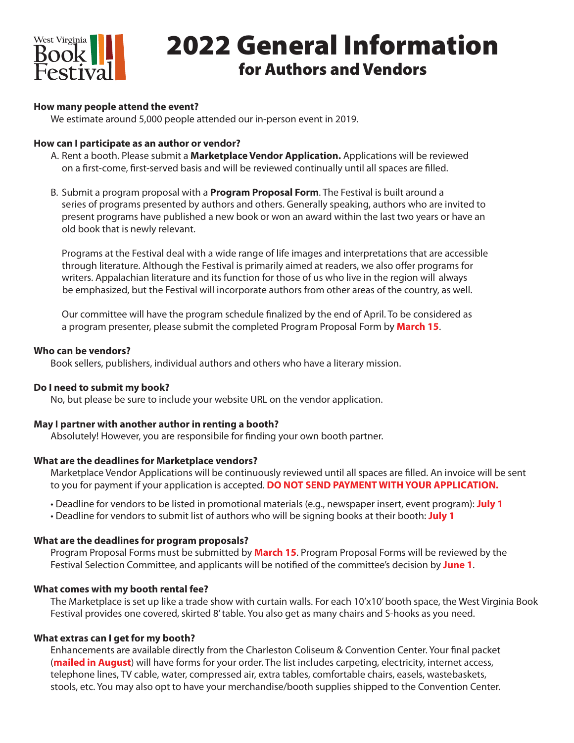# 2022 General Information

## for Authors and Vendors

**How many people attend the event?**

We estimate around 5,000 people attended our in-person event in 2019.

**How can I participate as an author or vendor?**

A. Rent a booth. Please submit a **Marketplace Vendor Application.** Applications will be reviewed on a first-come, first-served basis and will be reviewed continually until all spaces are filled.

B. Submit a program proposal with a **Program Proposal Form**. The Festival is built around a series of programs presented by authors and others. Generally speaking, authors who are invited to present programs have published a new book or won an award within the last two years or have an old book that is newly relevant.

Programs at the Festival deal with a wide range of life images and interpretations that are accessible through literature. Although the Festival is primarily aimed at readers, we also offer programs for writers. Appalachian literature and its function for those of us who live in the region will always be emphasized, but the Festival will incorporate authors from other areas of the country, as well.

Our committee will have the program schedule finalized by the end of April. To be considered as a program presenter, please submit the completed Program Proposal Form by **March 15**.

**Who can be vendors?**

Book sellers, publishers, individual authors and others who have a literary mission.

**Do I need to submit my book?**

No, but please be sure to include your website URL on the vendor application.

**May I partner with another author in renting a booth?**

Absolutely! However, you are responsibile for finding your own booth partner.

**What are the deadlines for Marketplace vendors?**

Marketplace Vendor Applications will be continuously reviewed until all spaces are filled. An invoice will be sent to you for payment if your application is accepted. **DO NOT SEND PAYMENT WITH YOUR APPLICATION.**

- Deadline for vendors to be listed in promotional materials (e.g., newspaper insert, event program): **July 1**
- Deadline for vendors to submit list of authors who will be signing books at their booth: **July 1**

**What are the deadlines for program proposals?**

Program Proposal Forms must be submitted by **March 15**. Program Proposal Forms will be reviewed by the Festival Selection Committee, and applicants will be notified of the committee's decision by **June 1**.

**What comes with my booth rental fee?**

The Marketplace is set up like a trade show with curtain walls. For each 10'x10' booth space, the West Virginia Book Festival provides one covered, skirted 8' table. You also get as many chairs and S-hooks as you need.

**What extras can I get for my booth?**

Enhancements are available directly from the Charleston Coliseum & Convention Center. Your final packet (**mailed in August**) will have forms for your order. The list includes carpeting, electricity, internet access, telephone lines, TV cable, water, compressed air, extra tables, comfortable chairs, easels, wastebaskets, stools, etc. You may also opt to have your merchandise/booth supplies shipped to the Convention Center.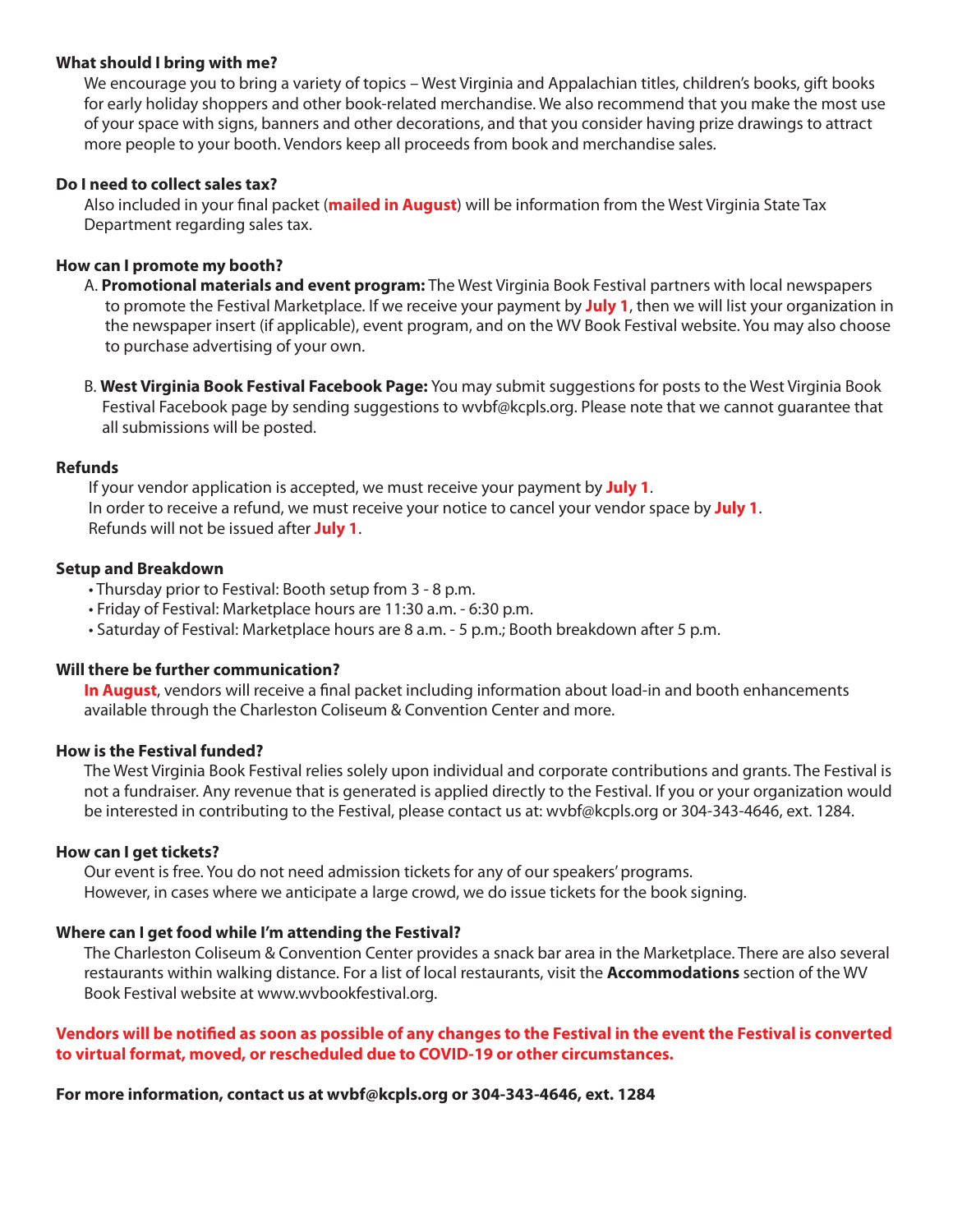**What should I bring with me?**

We encourage you to bring a variety of topics – West Virginia and Appalachian titles, children's books, gift books for early holiday shoppers and other book-related merchandise. We also recommend that you make the most use of your space with signs, banners and other decorations, and that you consider having prize drawings to attract more people to your booth. Vendors keep all proceeds from book and merchandise sales.

**Do I need to collect sales tax?**

Also included in your final packet (**mailed in August**) will be information from the West Virginia State Tax Department regarding sales tax.

**How can I promote my booth?**

A. **Promotional materials and event program:** The West Virginia Book Festival partners with local newspapers to promote the Festival Marketplace. If we receive your payment by **July 1**, then we will list your organization in the newspaper insert (if applicable), event program, and on the WV Book Festival website. You may also choose to purchase advertising of your own.

B. **West Virginia Book Festival Facebook Page:** You may submit suggestions for posts to the West Virginia Book Festival Facebook page by sending suggestions to wvbf@kcpls.org. Please note that we cannot guarantee that all submissions will be posted.

**Refunds**

If your vendor application is accepted, we must receive your payment by **July 1**.
In order to receive a refund, we must receive your notice to cancel your vendor space by **July 1**.
Refunds will not be issued after **July 1**.

**Setup and Breakdown**

- Thursday prior to Festival: Booth setup from 3 - 8 p.m.
- Friday of Festival: Marketplace hours are 11:30 a.m. - 6:30 p.m.
- Saturday of Festival: Marketplace hours are 8 a.m. - 5 p.m.; Booth breakdown after 5 p.m.

**Will there be further communication?**

**In August**, vendors will receive a final packet including information about load-in and booth enhancements available through the Charleston Coliseum & Convention Center and more.

**How is the Festival funded?**

The West Virginia Book Festival relies solely upon individual and corporate contributions and grants. The Festival is not a fundraiser. Any revenue that is generated is applied directly to the Festival. If you or your organization would be interested in contributing to the Festival, please contact us at: wvbf@kcpls.org or 304-343-4646, ext. 1284.

**How can I get tickets?**

Our event is free. You do not need admission tickets for any of our speakers' programs.
However, in cases where we anticipate a large crowd, we do issue tickets for the book signing.

**Where can I get food while I'm attending the Festival?**

The Charleston Coliseum & Convention Center provides a snack bar area in the Marketplace. There are also several restaurants within walking distance. For a list of local restaurants, visit the **Accommodations** section of the WV Book Festival website at www.wvbookfestival.org.

**Vendors will be notified as soon as possible of any changes to the Festival in the event the Festival is converted to virtual format, moved, or rescheduled due to COVID-19 or other circumstances.**

**For more information, contact us at wvbf@kcpls.org or 304-343-4646, ext. 1284**